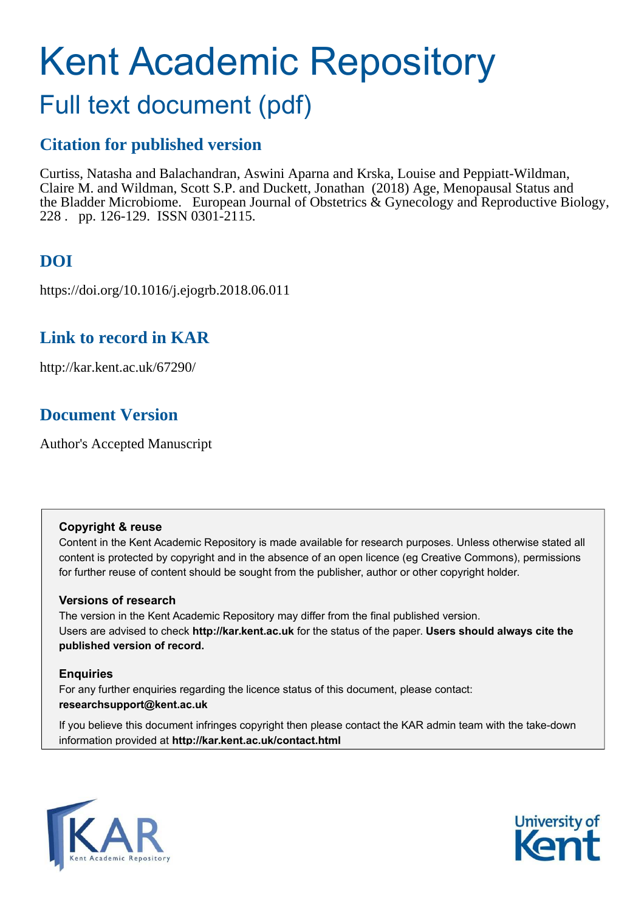# Kent Academic Repository

## Full text document (pdf)

### Citation for published version

Curtiss, Natasha and Balachandran, Aswini Aparna and Krska, Louise and Peppiatt-Wildman, Claire M. and Wildman, Scott S.P. and Duckett, Jonathan (2018) Age, Menopausal Status and the Bladder Microbiome. European Journal of Obstetrics & Gynecology and Reproductive Biology, 228 . pp. 126-129. ISSN 0301-2115.

### DOI

https://doi.org/10.1016/j.ejogrb.2018.06.011

### Link to record in KAR

http://kar.kent.ac.uk/67290/

### Document Version

Author's Accepted Manuscript

**Copyright & reuse**

Content in the Kent Academic Repository is made available for research purposes. Unless otherwise stated all content is protected by copyright and in the absence of an open licence (eg Creative Commons), permissions for further reuse of content should be sought from the publisher, author or other copyright holder.

**Versions of research**

The version in the Kent Academic Repository may differ from the final published version. Users are advised to check **http://kar.kent.ac.uk** for the status of the paper. **Users should always cite the published version of record.**

**Enquiries**

For any further enquiries regarding the licence status of this document, please contact: **researchsupport@kent.ac.uk**

If you believe this document infringes copyright then please contact the KAR admin team with the take-down information provided at **http://kar.kent.ac.uk/contact.html**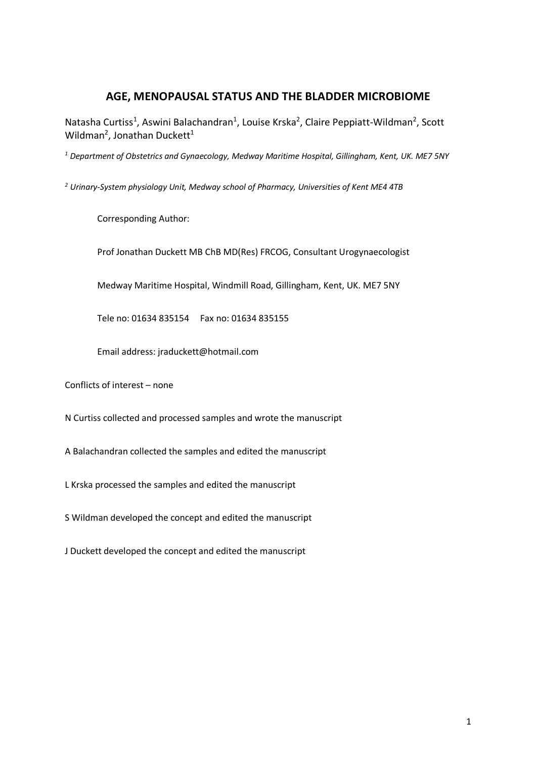# AGE, MENOPAUSAL STATUS AND THE BLADDER MICROBIOME

Natasha Curtiss[1], Aswini Balachandran[1], Louise Krska[2], Claire Peppiatt-Wildman[2], Scott Wildman[2], Jonathan Duckett[1]

[1] *Department of Obstetrics and Gynaecology, Medway Maritime Hospital, Gillingham, Kent, UK. ME7 5NY*

[2] *Urinary-System physiology Unit, Medway school of Pharmacy, Universities of Kent ME4 4TB*

Corresponding Author:

Prof Jonathan Duckett MB ChB MD(Res) FRCOG, Consultant Urogynaecologist

Medway Maritime Hospital, Windmill Road, Gillingham, Kent, UK. ME7 5NY

Tele no: 01634 835154 Fax no: 01634 835155

Email address: jraduckett@hotmail.com

Conflicts of interest – none

N Curtiss collected and processed samples and wrote the manuscript

A Balachandran collected the samples and edited the manuscript

L Krska processed the samples and edited the manuscript

S Wildman developed the concept and edited the manuscript

J Duckett developed the concept and edited the manuscript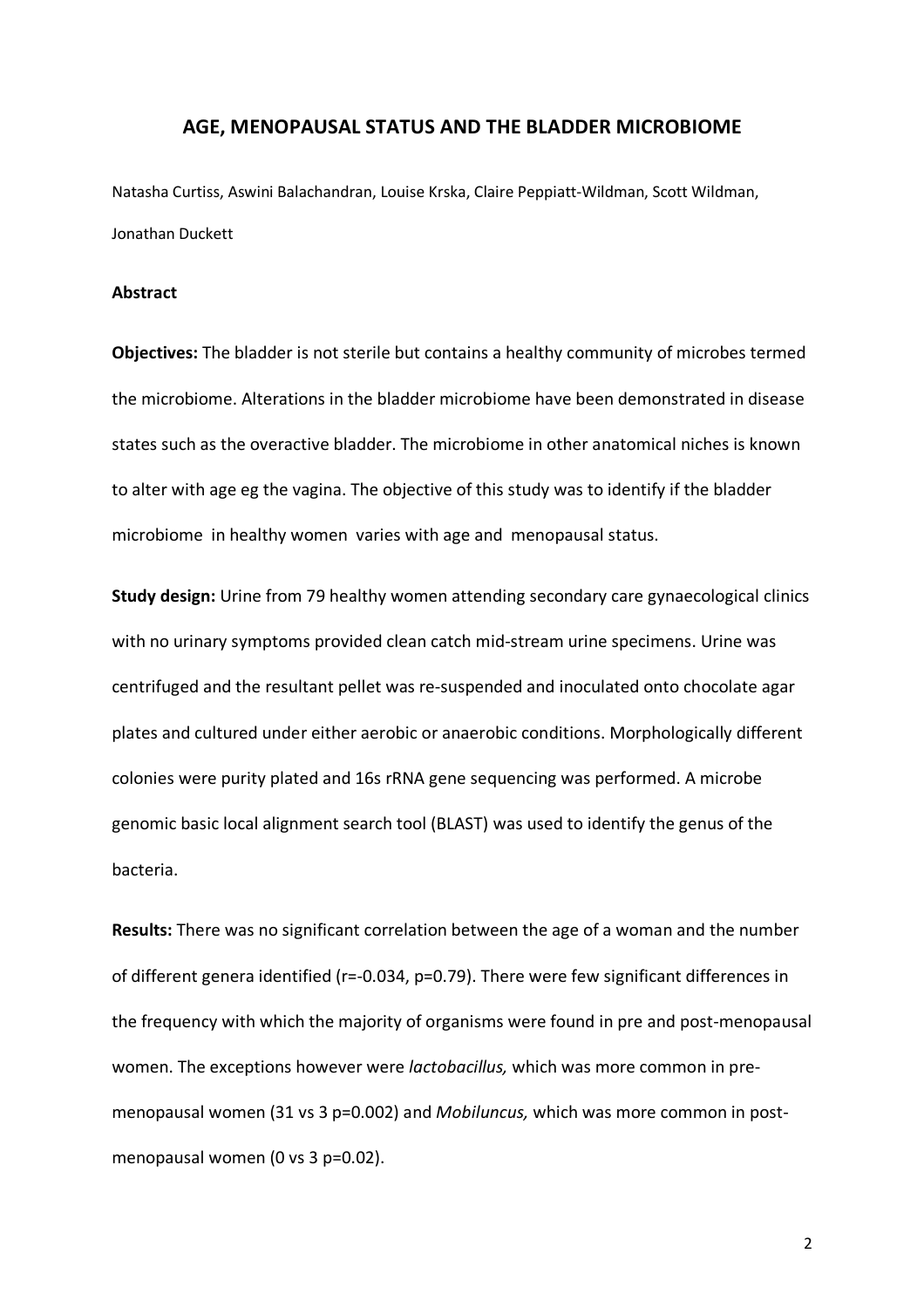## AGE, MENOPAUSAL STATUS AND THE BLADDER MICROBIOME

Natasha Curtiss, Aswini Balachandran, Louise Krska, Claire Peppiatt-Wildman, Scott Wildman, Jonathan Duckett

### Abstract

**Objectives:** The bladder is not sterile but contains a healthy community of microbes termed the microbiome. Alterations in the bladder microbiome have been demonstrated in disease states such as the overactive bladder. The microbiome in other anatomical niches is known to alter with age eg the vagina. The objective of this study was to identify if the bladder microbiome in healthy women varies with age and menopausal status.

**Study design:** Urine from 79 healthy women attending secondary care gynaecological clinics with no urinary symptoms provided clean catch mid-stream urine specimens. Urine was centrifuged and the resultant pellet was re-suspended and inoculated onto chocolate agar plates and cultured under either aerobic or anaerobic conditions. Morphologically different colonies were purity plated and 16s rRNA gene sequencing was performed. A microbe genomic basic local alignment search tool (BLAST) was used to identify the genus of the bacteria.

**Results:** There was no significant correlation between the age of a woman and the number of different genera identified ($r=-0.034$, $p=0.79$). There were few significant differences in the frequency with which the majority of organisms were found in pre and post-menopausal women. The exceptions however were *lactobacillus,* which was more common in pre-menopausal women (31 vs 3 $p=0.002$) and *Mobiluncus,* which was more common in post-menopausal women (0 vs 3 $p=0.02$).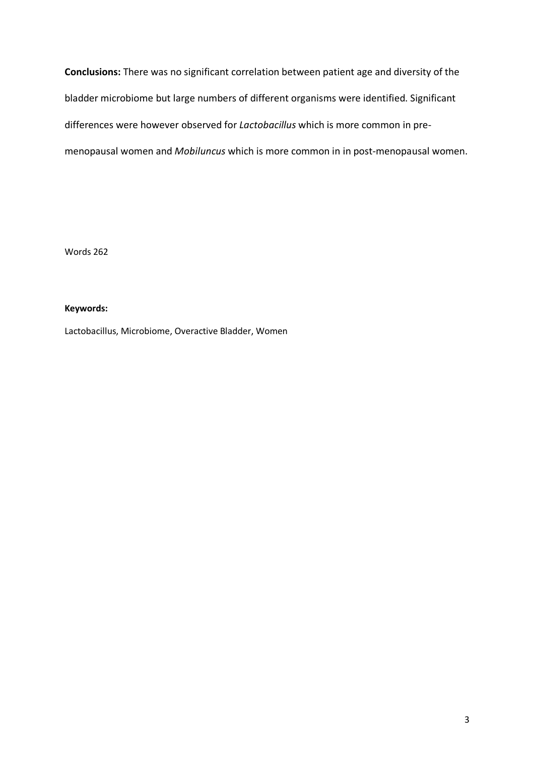**Conclusions:** There was no significant correlation between patient age and diversity of the bladder microbiome but large numbers of different organisms were identified. Significant differences were however observed for *Lactobacillus* which is more common in pre-menopausal women and *Mobiluncus* which is more common in in post-menopausal women.

Words 262

**Keywords:**

Lactobacillus, Microbiome, Overactive Bladder, Women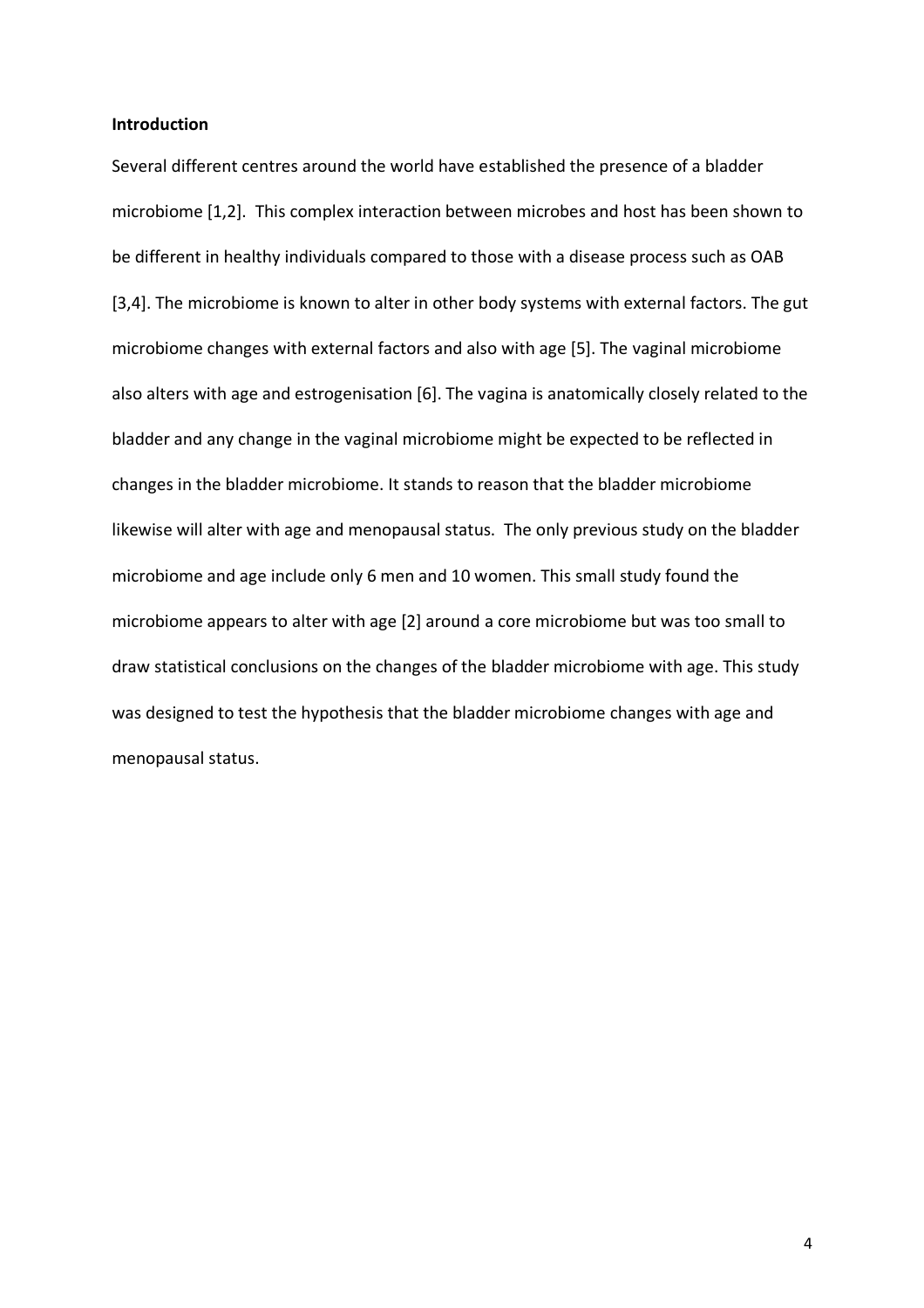## Introduction

Several different centres around the world have established the presence of a bladder microbiome [1,2]. This complex interaction between microbes and host has been shown to be different in healthy individuals compared to those with a disease process such as OAB [3,4]. The microbiome is known to alter in other body systems with external factors. The gut microbiome changes with external factors and also with age [5]. The vaginal microbiome also alters with age and estrogenisation [6]. The vagina is anatomically closely related to the bladder and any change in the vaginal microbiome might be expected to be reflected in changes in the bladder microbiome. It stands to reason that the bladder microbiome likewise will alter with age and menopausal status. The only previous study on the bladder microbiome and age include only 6 men and 10 women. This small study found the microbiome appears to alter with age [2] around a core microbiome but was too small to draw statistical conclusions on the changes of the bladder microbiome with age. This study was designed to test the hypothesis that the bladder microbiome changes with age and menopausal status.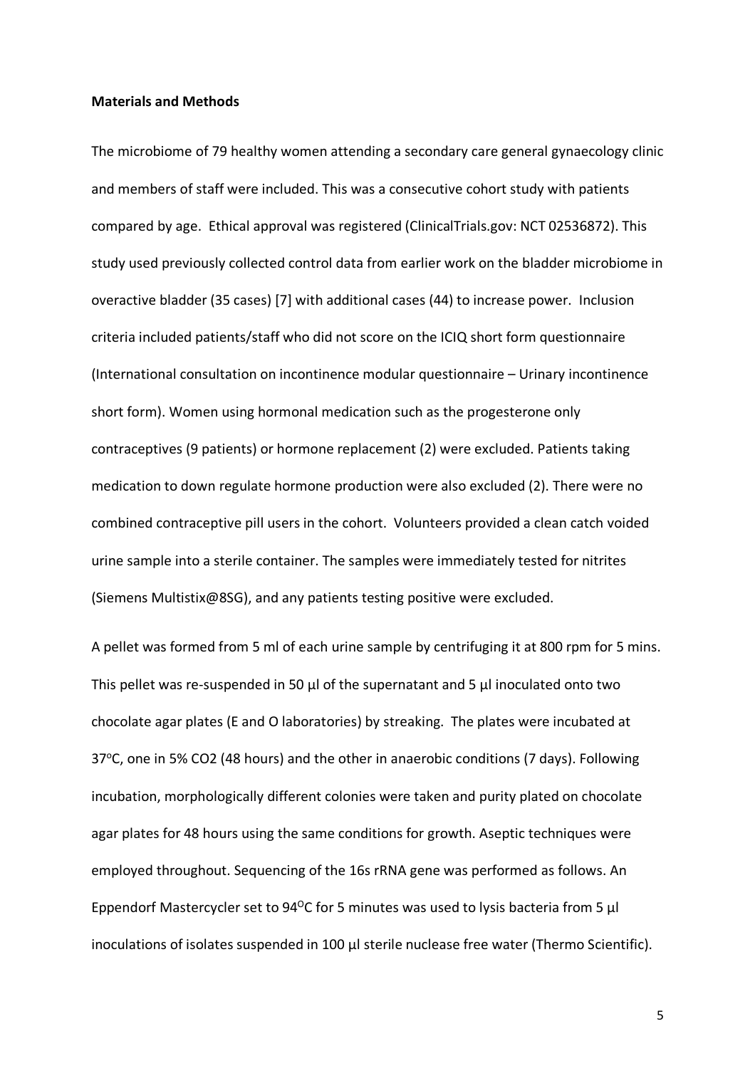**Materials and Methods**

The microbiome of 79 healthy women attending a secondary care general gynaecology clinic and members of staff were included. This was a consecutive cohort study with patients compared by age. Ethical approval was registered (ClinicalTrials.gov: NCT 02536872). This study used previously collected control data from earlier work on the bladder microbiome in overactive bladder (35 cases) [7] with additional cases (44) to increase power. Inclusion criteria included patients/staff who did not score on the ICIQ short form questionnaire (International consultation on incontinence modular questionnaire – Urinary incontinence short form). Women using hormonal medication such as the progesterone only contraceptives (9 patients) or hormone replacement (2) were excluded. Patients taking medication to down regulate hormone production were also excluded (2). There were no combined contraceptive pill users in the cohort. Volunteers provided a clean catch voided urine sample into a sterile container. The samples were immediately tested for nitrites (Siemens Multistix@8SG), and any patients testing positive were excluded.

A pellet was formed from 5 ml of each urine sample by centrifuging it at 800 rpm for 5 mins. This pellet was re-suspended in 50 µl of the supernatant and 5 µl inoculated onto two chocolate agar plates (E and O laboratories) by streaking. The plates were incubated at 37°C, one in 5% $CO_2$ (48 hours) and the other in anaerobic conditions (7 days). Following incubation, morphologically different colonies were taken and purity plated on chocolate agar plates for 48 hours using the same conditions for growth. Aseptic techniques were employed throughout. Sequencing of the 16s rRNA gene was performed as follows. An Eppendorf Mastercycler set to 94°C for 5 minutes was used to lysis bacteria from 5 µl inoculations of isolates suspended in 100 µl sterile nuclease free water (Thermo Scientific).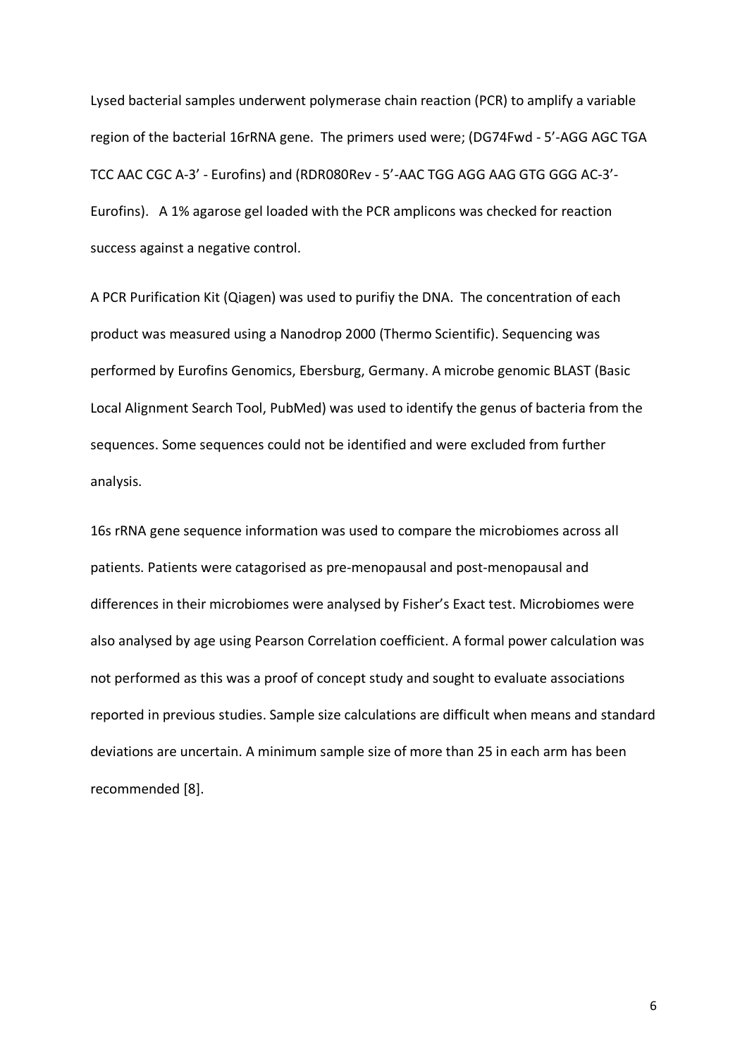Lysed bacterial samples underwent polymerase chain reaction (PCR) to amplify a variable region of the bacterial 16rRNA gene. The primers used were; (DG74Fwd - 5'-AGG AGC TGA TCC AAC CGC A-3' - Eurofins) and (RDR080Rev - 5'-AAC TGG AGG AAG GTG GGG AC-3'- Eurofins). A 1% agarose gel loaded with the PCR amplicons was checked for reaction success against a negative control.

A PCR Purification Kit (Qiagen) was used to purifiy the DNA. The concentration of each product was measured using a Nanodrop 2000 (Thermo Scientific). Sequencing was performed by Eurofins Genomics, Ebersburg, Germany. A microbe genomic BLAST (Basic Local Alignment Search Tool, PubMed) was used to identify the genus of bacteria from the sequences. Some sequences could not be identified and were excluded from further analysis.

16s rRNA gene sequence information was used to compare the microbiomes across all patients. Patients were catagorised as pre-menopausal and post-menopausal and differences in their microbiomes were analysed by Fisher's Exact test. Microbiomes were also analysed by age using Pearson Correlation coefficient. A formal power calculation was not performed as this was a proof of concept study and sought to evaluate associations reported in previous studies. Sample size calculations are difficult when means and standard deviations are uncertain. A minimum sample size of more than 25 in each arm has been recommended [8].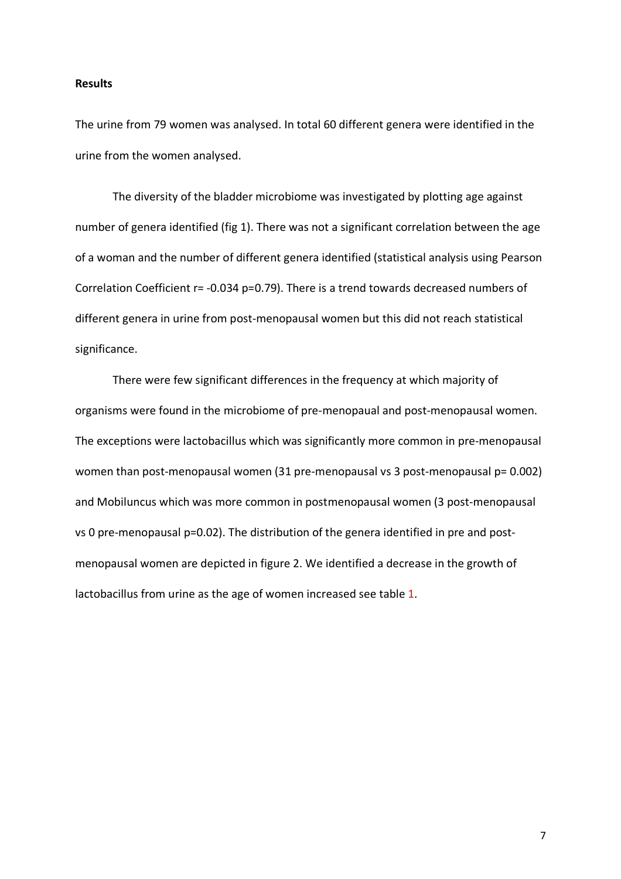**Results**

The urine from 79 women was analysed. In total 60 different genera were identified in the urine from the women analysed.

The diversity of the bladder microbiome was investigated by plotting age against number of genera identified (fig 1). There was not a significant correlation between the age of a woman and the number of different genera identified (statistical analysis using Pearson Correlation Coefficient $r = -0.034$ $p=0.79$). There is a trend towards decreased numbers of different genera in urine from post-menopausal women but this did not reach statistical significance.

There were few significant differences in the frequency at which majority of organisms were found in the microbiome of pre-menopaual and post-menopausal women. The exceptions were lactobacillus which was significantly more common in pre-menopausal women than post-menopausal women (31 pre-menopausal vs 3 post-menopausal $p= 0.002$) and Mobiluncus which was more common in postmenopausal women (3 post-menopausal vs 0 pre-menopausal $p=0.02$). The distribution of the genera identified in pre and post-menopausal women are depicted in figure 2. We identified a decrease in the growth of lactobacillus from urine as the age of women increased see table 1.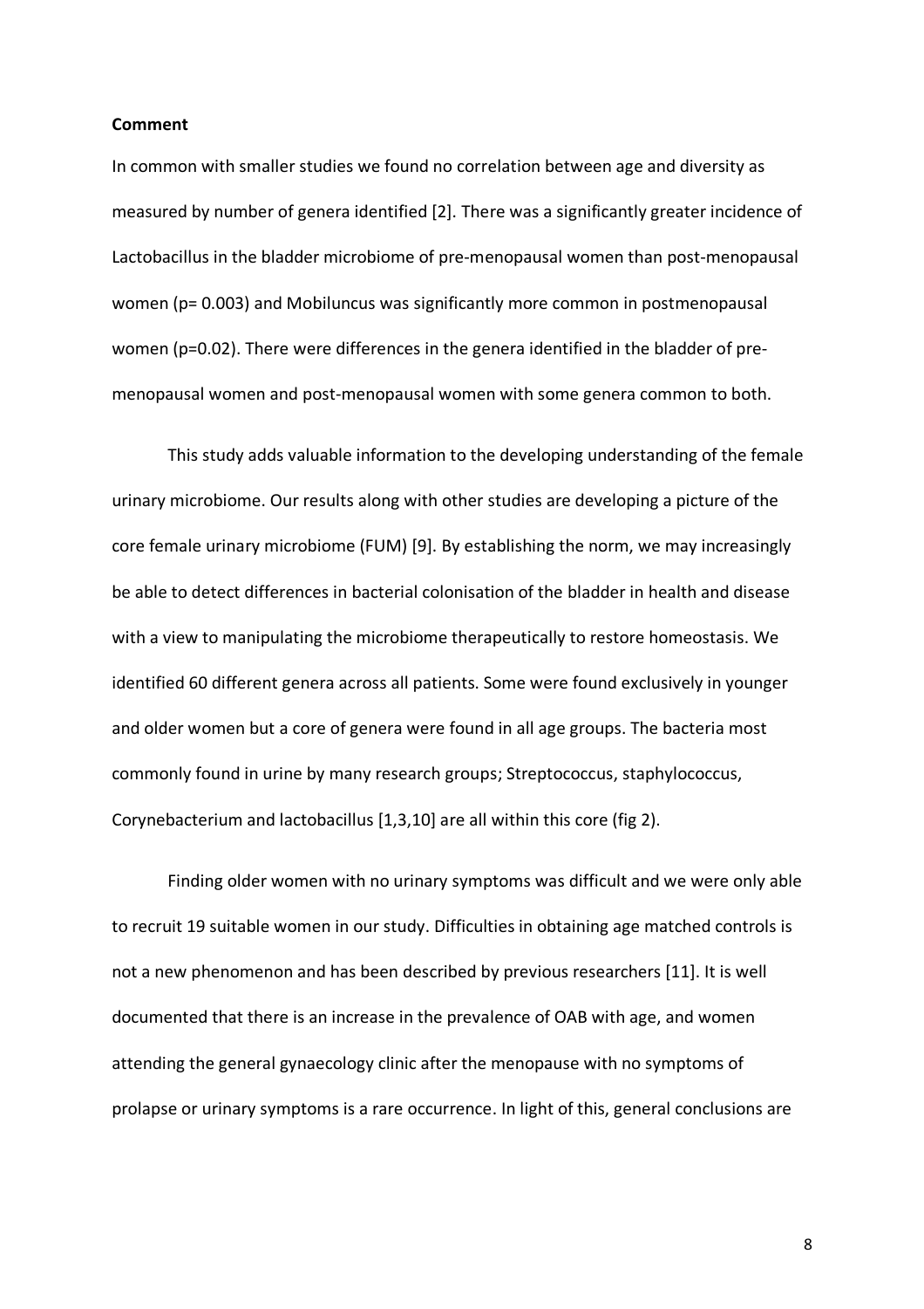**Comment**

In common with smaller studies we found no correlation between age and diversity as measured by number of genera identified [2]. There was a significantly greater incidence of Lactobacillus in the bladder microbiome of pre-menopausal women than post-menopausal women ($p = 0.003$) and Mobiluncus was significantly more common in postmenopausal women ($p=0.02$). There were differences in the genera identified in the bladder of pre-menopausal women and post-menopausal women with some genera common to both.

This study adds valuable information to the developing understanding of the female urinary microbiome. Our results along with other studies are developing a picture of the core female urinary microbiome (FUM) [9]. By establishing the norm, we may increasingly be able to detect differences in bacterial colonisation of the bladder in health and disease with a view to manipulating the microbiome therapeutically to restore homeostasis. We identified 60 different genera across all patients. Some were found exclusively in younger and older women but a core of genera were found in all age groups. The bacteria most commonly found in urine by many research groups; Streptococcus, staphylococcus, Corynebacterium and lactobacillus [1,3,10] are all within this core (fig 2).

Finding older women with no urinary symptoms was difficult and we were only able to recruit 19 suitable women in our study. Difficulties in obtaining age matched controls is not a new phenomenon and has been described by previous researchers [11]. It is well documented that there is an increase in the prevalence of OAB with age, and women attending the general gynaecology clinic after the menopause with no symptoms of prolapse or urinary symptoms is a rare occurrence. In light of this, general conclusions are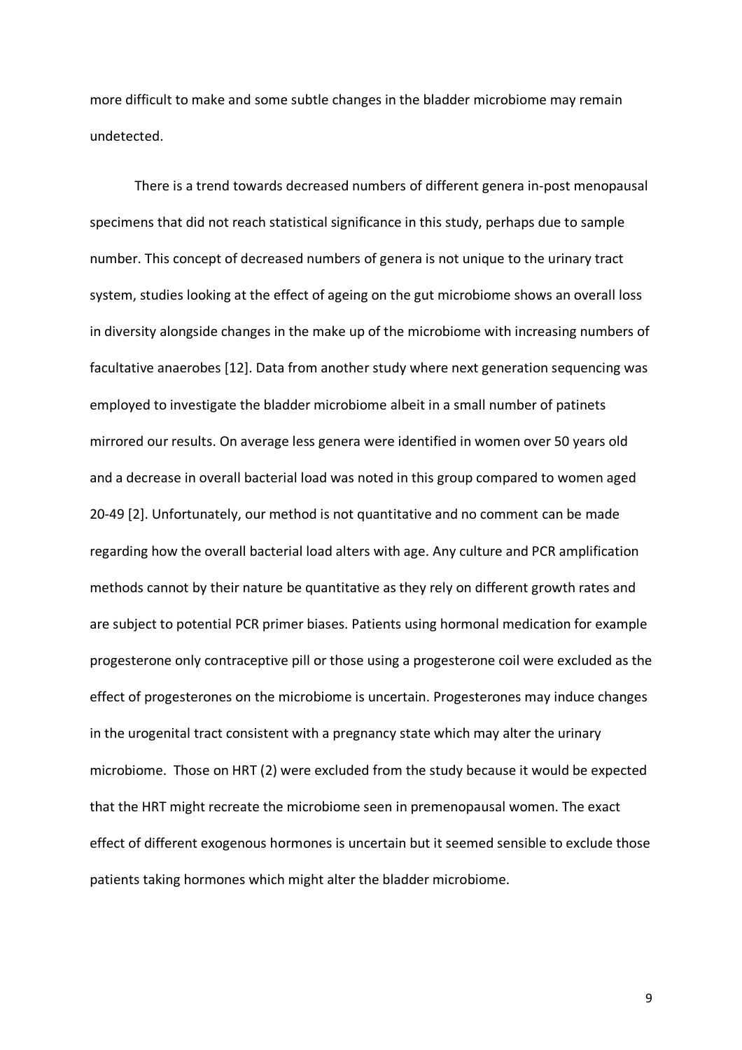more difficult to make and some subtle changes in the bladder microbiome may remain undetected.

There is a trend towards decreased numbers of different genera in-post menopausal specimens that did not reach statistical significance in this study, perhaps due to sample number. This concept of decreased numbers of genera is not unique to the urinary tract system, studies looking at the effect of ageing on the gut microbiome shows an overall loss in diversity alongside changes in the make up of the microbiome with increasing numbers of facultative anaerobes [12]. Data from another study where next generation sequencing was employed to investigate the bladder microbiome albeit in a small number of patinets mirrored our results. On average less genera were identified in women over 50 years old and a decrease in overall bacterial load was noted in this group compared to women aged 20-49 [2]. Unfortunately, our method is not quantitative and no comment can be made regarding how the overall bacterial load alters with age. Any culture and PCR amplification methods cannot by their nature be quantitative as they rely on different growth rates and are subject to potential PCR primer biases. Patients using hormonal medication for example progesterone only contraceptive pill or those using a progesterone coil were excluded as the effect of progesterones on the microbiome is uncertain. Progesterones may induce changes in the urogenital tract consistent with a pregnancy state which may alter the urinary microbiome. Those on HRT (2) were excluded from the study because it would be expected that the HRT might recreate the microbiome seen in premenopausal women. The exact effect of different exogenous hormones is uncertain but it seemed sensible to exclude those patients taking hormones which might alter the bladder microbiome.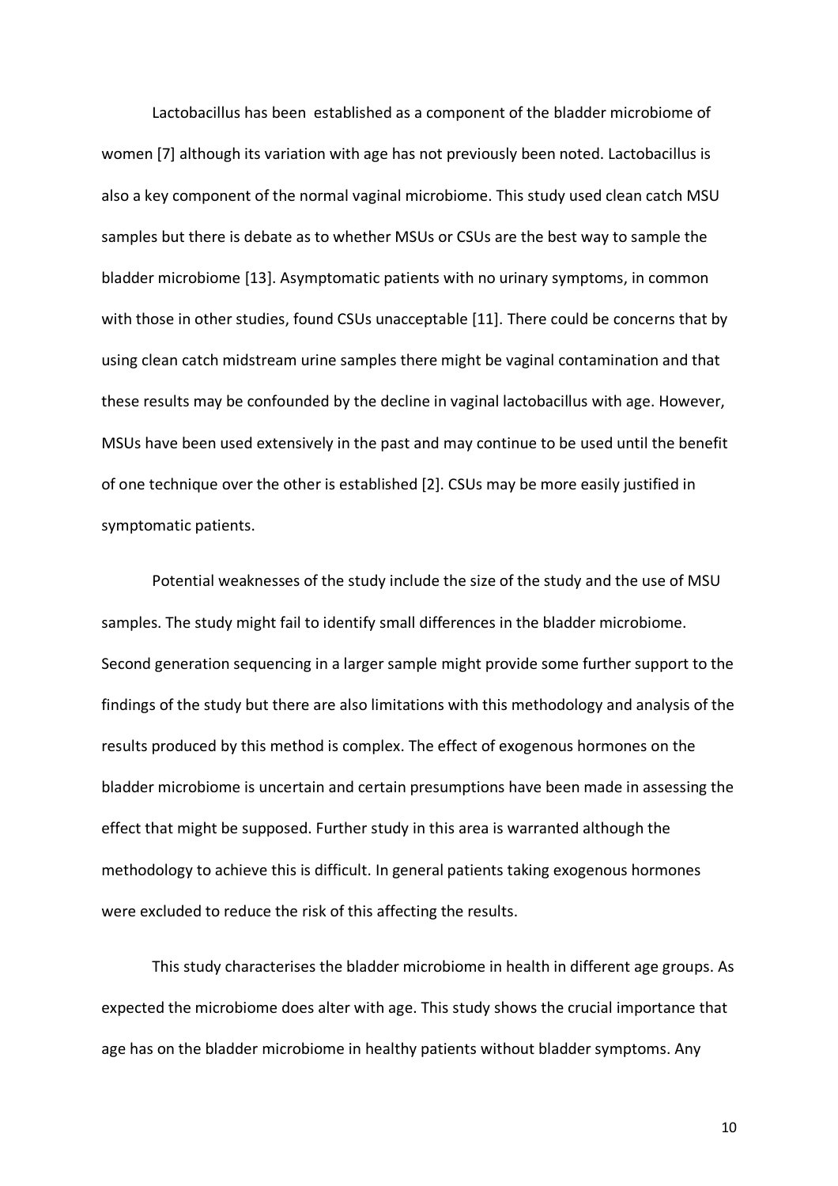Lactobacillus has been established as a component of the bladder microbiome of women [7] although its variation with age has not previously been noted. Lactobacillus is also a key component of the normal vaginal microbiome. This study used clean catch MSU samples but there is debate as to whether MSUs or CSUs are the best way to sample the bladder microbiome [13]. Asymptomatic patients with no urinary symptoms, in common with those in other studies, found CSUs unacceptable [11]. There could be concerns that by using clean catch midstream urine samples there might be vaginal contamination and that these results may be confounded by the decline in vaginal lactobacillus with age. However, MSUs have been used extensively in the past and may continue to be used until the benefit of one technique over the other is established [2]. CSUs may be more easily justified in symptomatic patients.

Potential weaknesses of the study include the size of the study and the use of MSU samples. The study might fail to identify small differences in the bladder microbiome. Second generation sequencing in a larger sample might provide some further support to the findings of the study but there are also limitations with this methodology and analysis of the results produced by this method is complex. The effect of exogenous hormones on the bladder microbiome is uncertain and certain presumptions have been made in assessing the effect that might be supposed. Further study in this area is warranted although the methodology to achieve this is difficult. In general patients taking exogenous hormones were excluded to reduce the risk of this affecting the results.

This study characterises the bladder microbiome in health in different age groups. As expected the microbiome does alter with age. This study shows the crucial importance that age has on the bladder microbiome in healthy patients without bladder symptoms. Any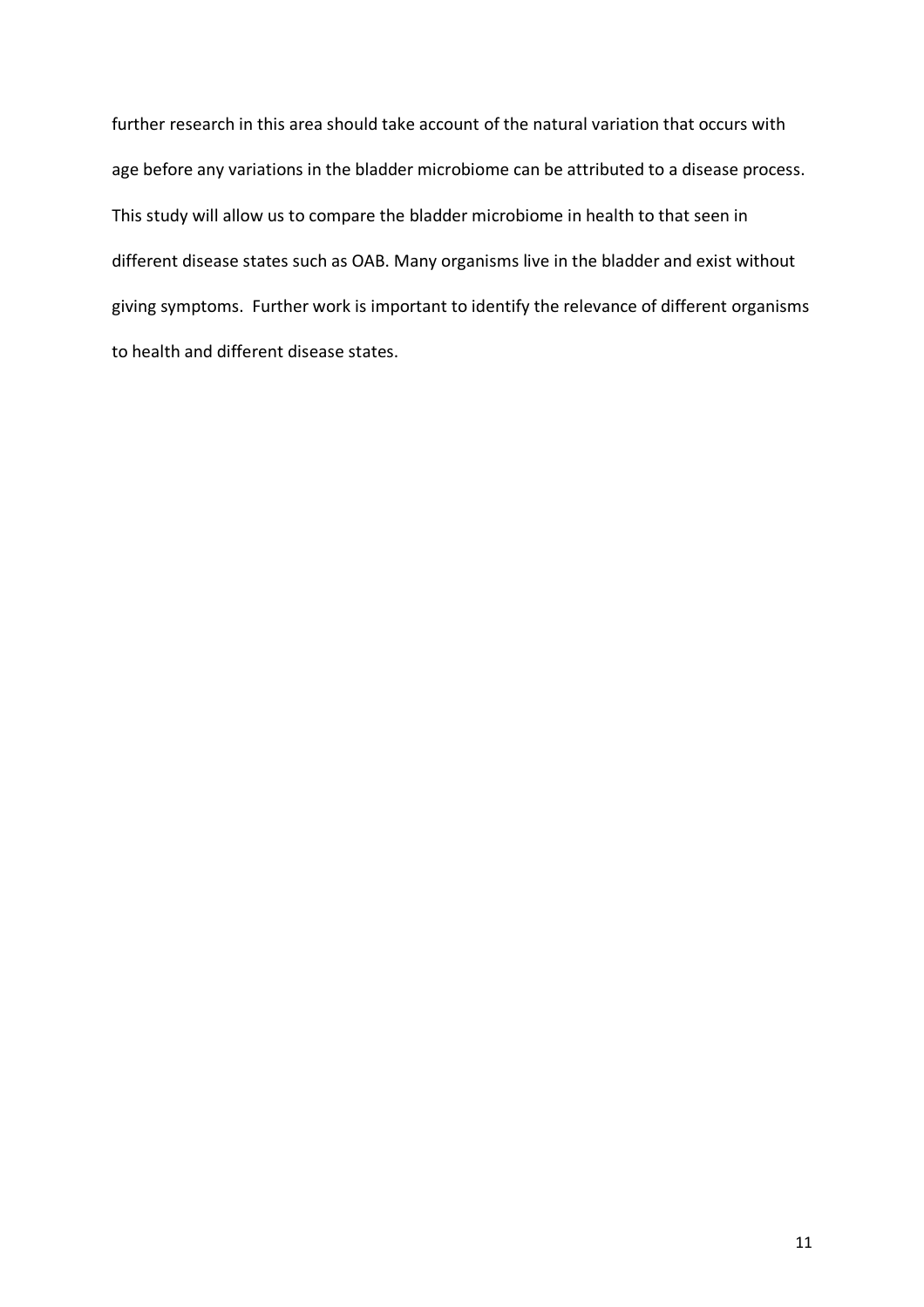further research in this area should take account of the natural variation that occurs with age before any variations in the bladder microbiome can be attributed to a disease process. This study will allow us to compare the bladder microbiome in health to that seen in different disease states such as OAB. Many organisms live in the bladder and exist without giving symptoms. Further work is important to identify the relevance of different organisms to health and different disease states.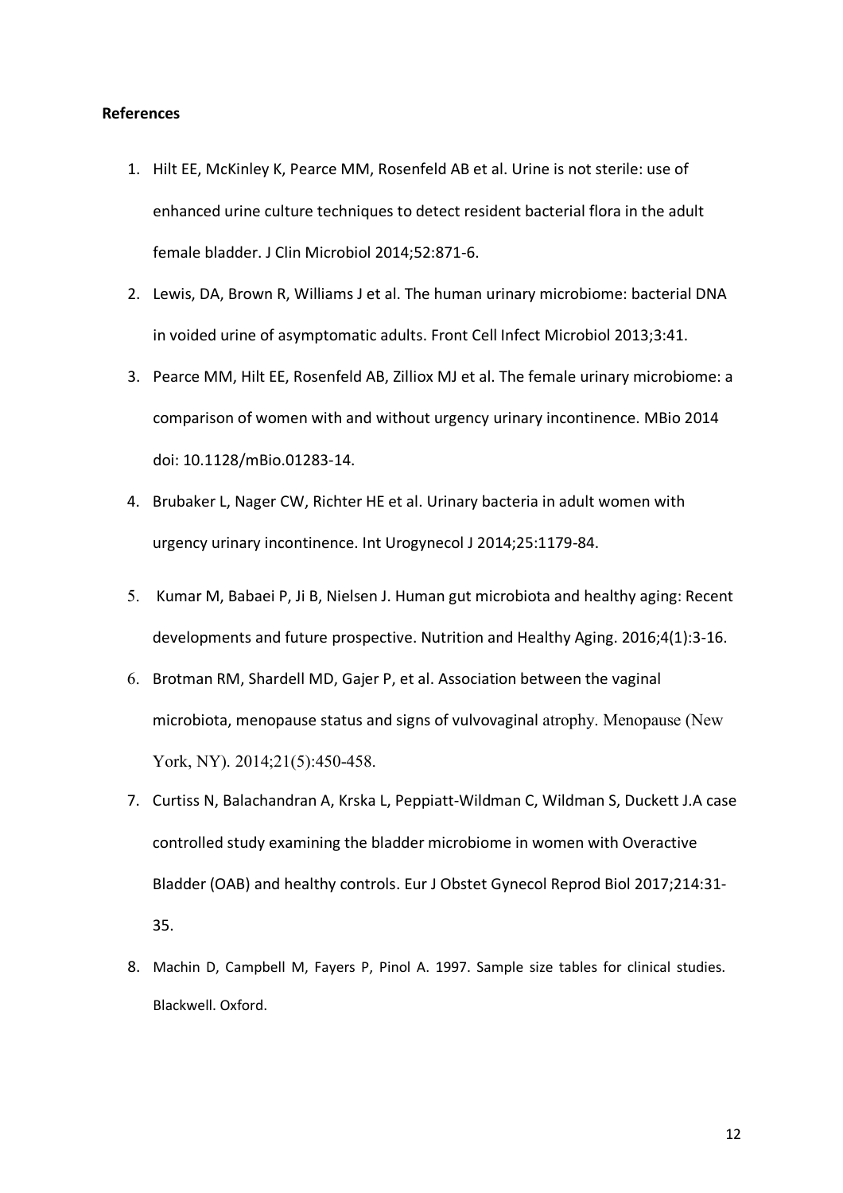**References**

1. Hilt EE, McKinley K, Pearce MM, Rosenfeld AB et al. Urine is not sterile: use of enhanced urine culture techniques to detect resident bacterial flora in the adult female bladder. J Clin Microbiol 2014;52:871-6.
2. Lewis, DA, Brown R, Williams J et al. The human urinary microbiome: bacterial DNA in voided urine of asymptomatic adults. Front Cell Infect Microbiol 2013;3:41.
3. Pearce MM, Hilt EE, Rosenfeld AB, Zilliox MJ et al. The female urinary microbiome: a comparison of women with and without urgency urinary incontinence. MBio 2014 doi: 10.1128/mBio.01283-14.
4. Brubaker L, Nager CW, Richter HE et al. Urinary bacteria in adult women with urgency urinary incontinence. Int Urogynecol J 2014;25:1179-84.
5. Kumar M, Babaei P, Ji B, Nielsen J. Human gut microbiota and healthy aging: Recent developments and future prospective. Nutrition and Healthy Aging. 2016;4(1):3-16.
6. Brotman RM, Shardell MD, Gajer P, et al. Association between the vaginal microbiota, menopause status and signs of vulvovaginal atrophy. Menopause (New York, NY). 2014;21(5):450-458.
7. Curtiss N, Balachandran A, Krska L, Peppiatt-Wildman C, Wildman S, Duckett J.A case controlled study examining the bladder microbiome in women with Overactive Bladder (OAB) and healthy controls. Eur J Obstet Gynecol Reprod Biol 2017;214:31-35.
8. Machin D, Campbell M, Fayers P, Pinol A. 1997. Sample size tables for clinical studies. Blackwell. Oxford.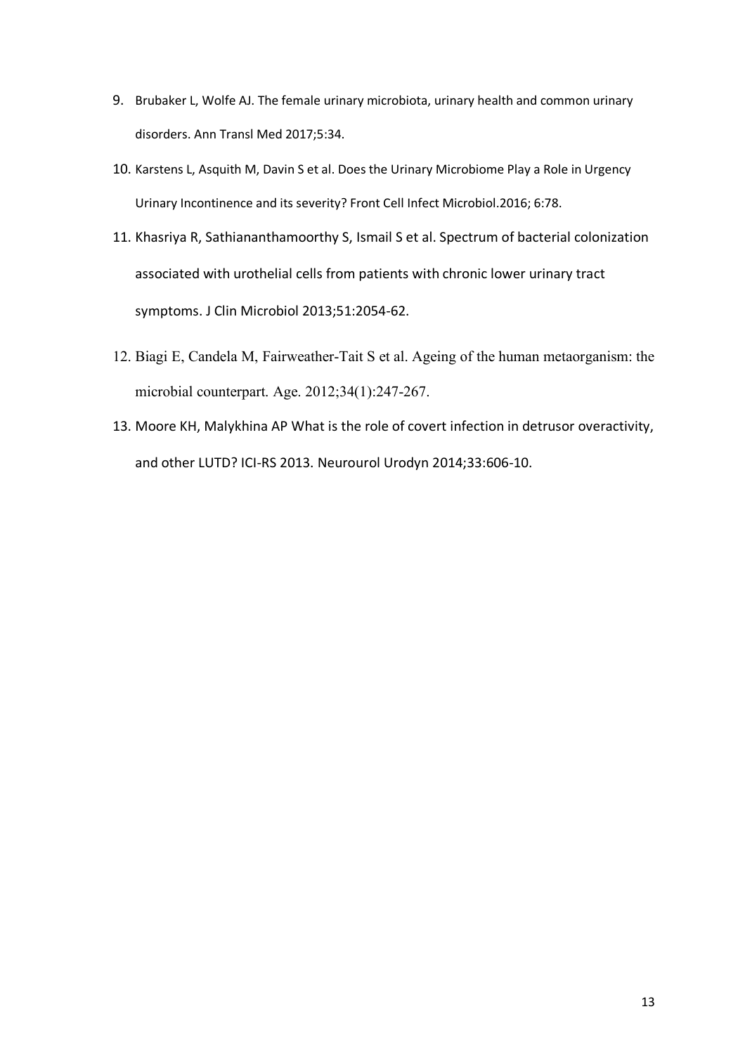9. Brubaker L, Wolfe AJ. The female urinary microbiota, urinary health and common urinary disorders. Ann Transl Med 2017;5:34.
10. Karstens L, Asquith M, Davin S et al. Does the Urinary Microbiome Play a Role in Urgency Urinary Incontinence and its severity? Front Cell Infect Microbiol.2016; 6:78.
11. Khasriya R, Sathiananthamoorthy S, Ismail S et al. Spectrum of bacterial colonization associated with urothelial cells from patients with chronic lower urinary tract symptoms. J Clin Microbiol 2013;51:2054-62.
12. Biagi E, Candela M, Fairweather-Tait S et al. Ageing of the human metaorganism: the microbial counterpart. Age. 2012;34(1):247-267.
13. Moore KH, Malykhina AP What is the role of covert infection in detrusor overactivity, and other LUTD? ICI-RS 2013. Neurourol Urodyn 2014;33:606-10.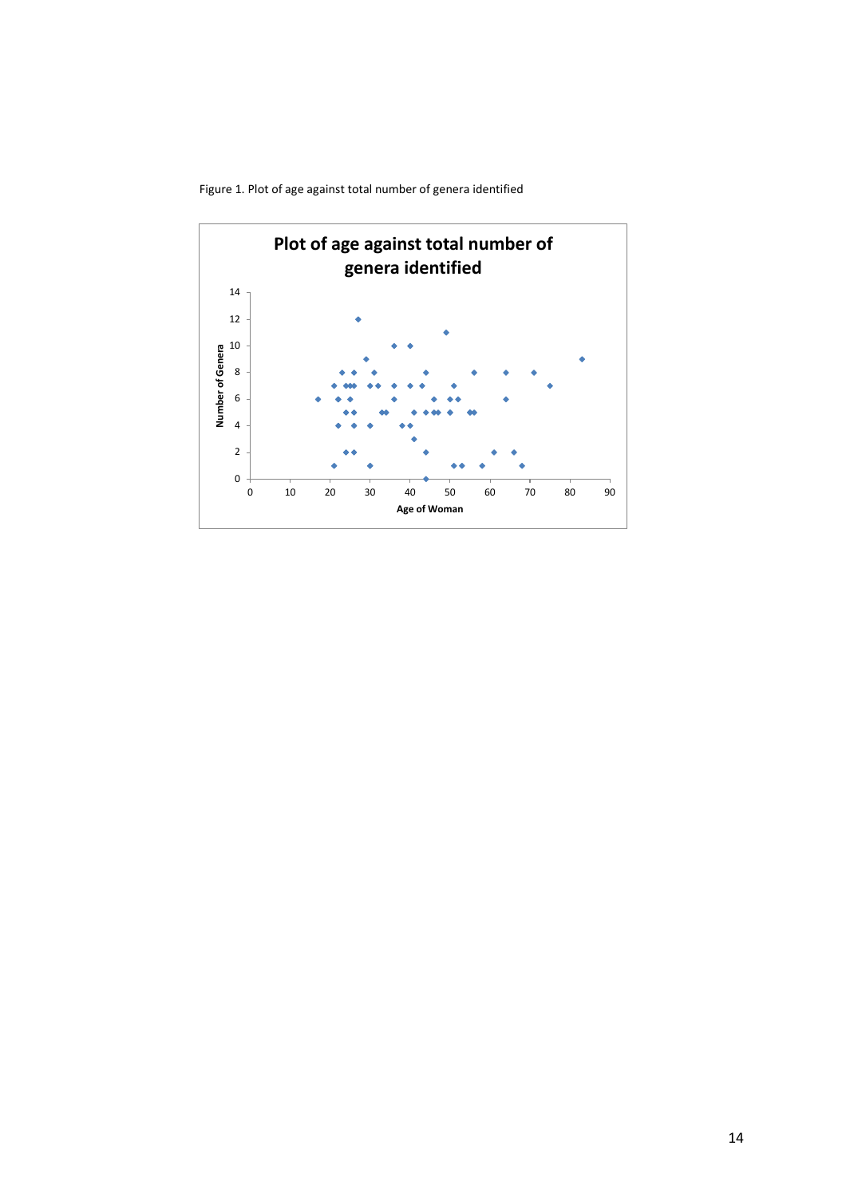Figure 1. Plot of age against total number of genera identified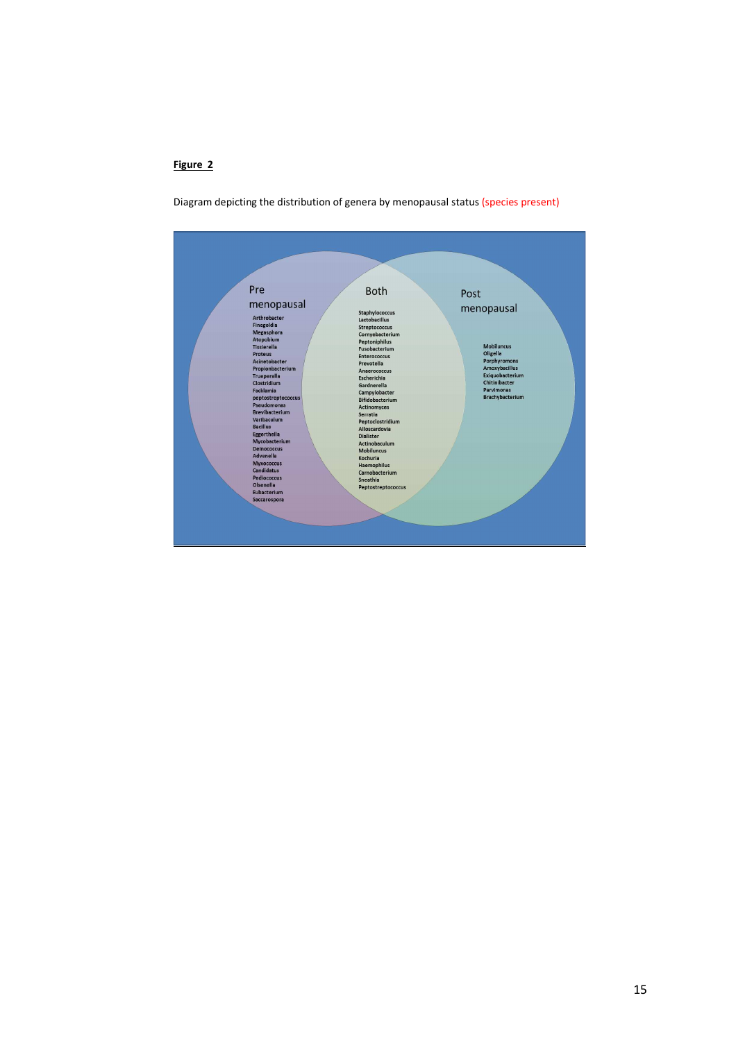**Figure 2**

Diagram depicting the distribution of genera by menopausal status (species present)

**Pre menopausal**

Arthrobacter
Finegoldia
Megasphora
Atopobium
Tissierella
Proteus
Acinetobacter
Propionbacterium
Trueperalla
Clostridium
Facklamia
peptostreptococcus
Pseudomonas
Brevibacterium
Varibaculum
Bacillus
Eggerthella
Mycobacterium
Deinococcus
Advenella
Myxococcus
Candidatus
Pediococcus
Olsenella
Eubacterium
Saccarospora

**Both**

Staphylococcus
Lactobacillus
Streptococcus
Cornyebacterium
Peptoniphilus
Fusobacterium
Enterococcus
Prevotella
Anaerococcus
Escherichia
Gardnerella
Campylobacter
Bifidobacterium
Actinomyces
Serratia
Peptoclostridium
Alloscardovia
Dialister
Actinobaculum
Mobiluncus
Kocburia
Haemophilus
Carnobacterium
Sneathia
Peptostreptococcus

**Post menopausal**

Mobiluncus
Oligella
Porphyromons
Amoxybacillus
Exiquobacterium
Chitinibacter
Parvimonas
Brachybacterium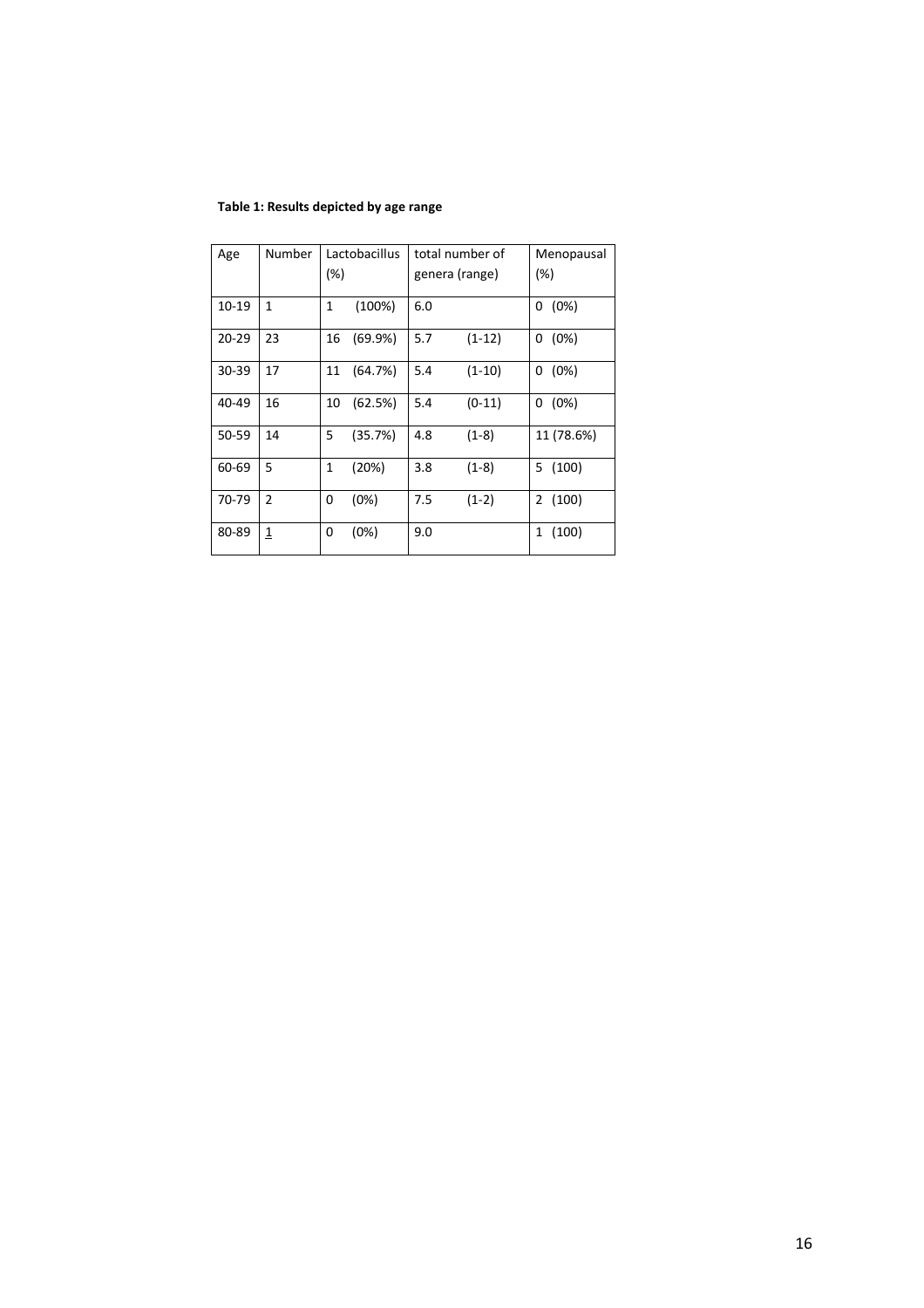**Table 1: Results depicted by age range**

| Age | Number | Lactobacillus (%) | total number of genera (range) | Menopausal (%) |
|---|---|---|---|---|
| 10-19 | 1 | 1 (100%) | 6.0 | 0 (0%) |
| 20-29 | 23 | 16 (69.9%) | 5.7 (1-12) | 0 (0%) |
| 30-39 | 17 | 11 (64.7%) | 5.4 (1-10) | 0 (0%) |
| 40-49 | 16 | 10 (62.5%) | 5.4 (0-11) | 0 (0%) |
| 50-59 | 14 | 5 (35.7%) | 4.8 (1-8) | 11 (78.6%) |
| 60-69 | 5 | 1 (20%) | 3.8 (1-8) | 5 (100) |
| 70-79 | 2 | 0 (0%) | 7.5 (1-2) | 2 (100) |
| 80-89 | 1 | 0 (0%) | 9.0 | 1 (100) |